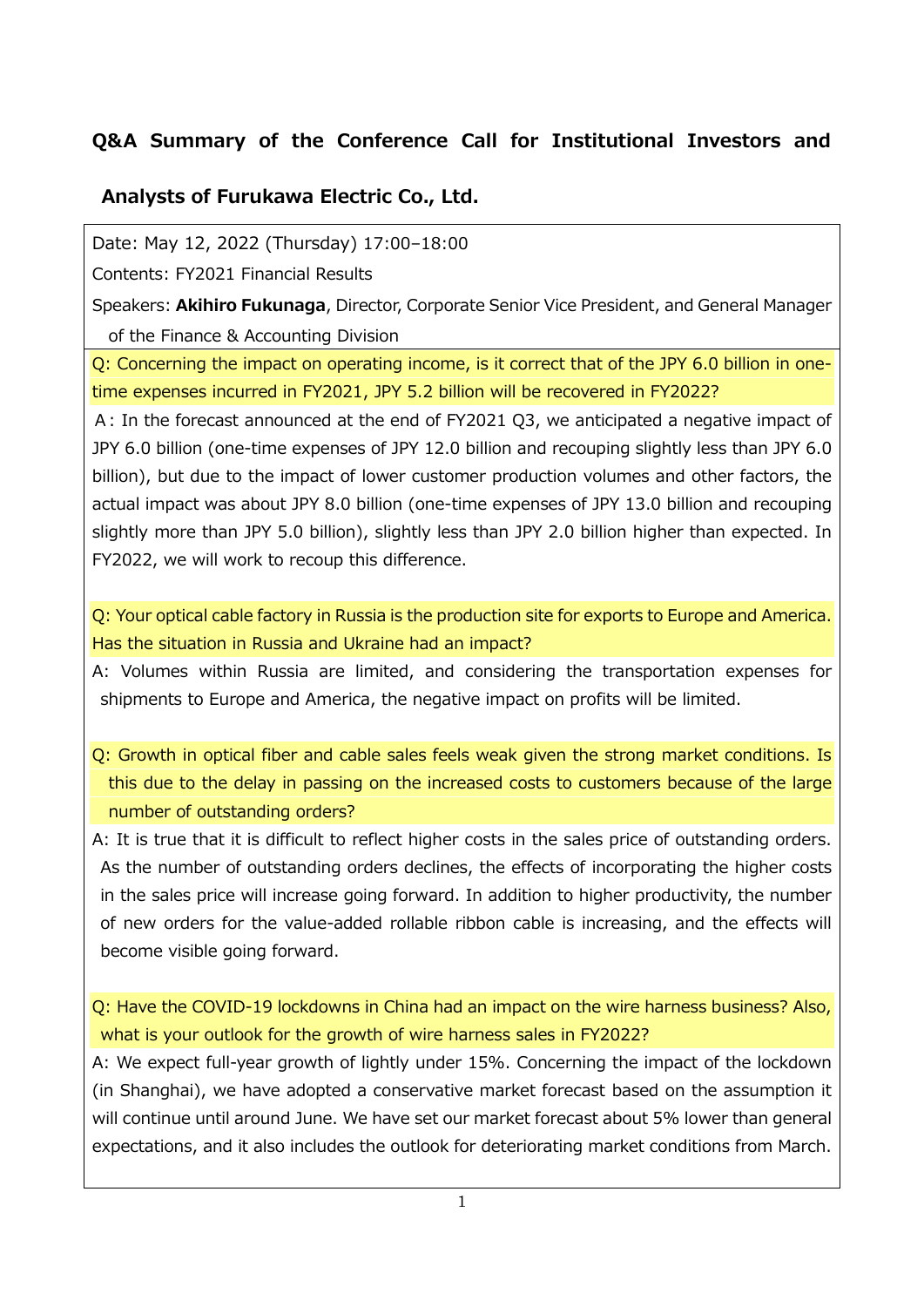# Q&A Summary of the Conference Call for Institutional Investors and Analysts of Furukawa Electric Co., Ltd.

Date: May 12, 2022 (Thursday) 17:00–18:00

Contents: FY2021 Financial Results

Speakers: **Akihiro Fukunaga**, Director, Corporate Senior Vice President, and General Manager of the Finance & Accounting Division

Q: Concerning the impact on operating income, is it correct that of the JPY 6.0 billion in one-time expenses incurred in FY2021, JPY 5.2 billion will be recovered in FY2022?

A：In the forecast announced at the end of FY2021 Q3, we anticipated a negative impact of JPY 6.0 billion (one-time expenses of JPY 12.0 billion and recouping slightly less than JPY 6.0 billion), but due to the impact of lower customer production volumes and other factors, the actual impact was about JPY 8.0 billion (one-time expenses of JPY 13.0 billion and recouping slightly more than JPY 5.0 billion), slightly less than JPY 2.0 billion higher than expected. In FY2022, we will work to recoup this difference.

Q: Your optical cable factory in Russia is the production site for exports to Europe and America. Has the situation in Russia and Ukraine had an impact?

A: Volumes within Russia are limited, and considering the transportation expenses for shipments to Europe and America, the negative impact on profits will be limited.

Q: Growth in optical fiber and cable sales feels weak given the strong market conditions. Is this due to the delay in passing on the increased costs to customers because of the large number of outstanding orders?

A: It is true that it is difficult to reflect higher costs in the sales price of outstanding orders. As the number of outstanding orders declines, the effects of incorporating the higher costs in the sales price will increase going forward. In addition to higher productivity, the number of new orders for the value-added rollable ribbon cable is increasing, and the effects will become visible going forward.

Q: Have the COVID-19 lockdowns in China had an impact on the wire harness business? Also, what is your outlook for the growth of wire harness sales in FY2022?

A: We expect full-year growth of lightly under 15%. Concerning the impact of the lockdown (in Shanghai), we have adopted a conservative market forecast based on the assumption it will continue until around June. We have set our market forecast about 5% lower than general expectations, and it also includes the outlook for deteriorating market conditions from March.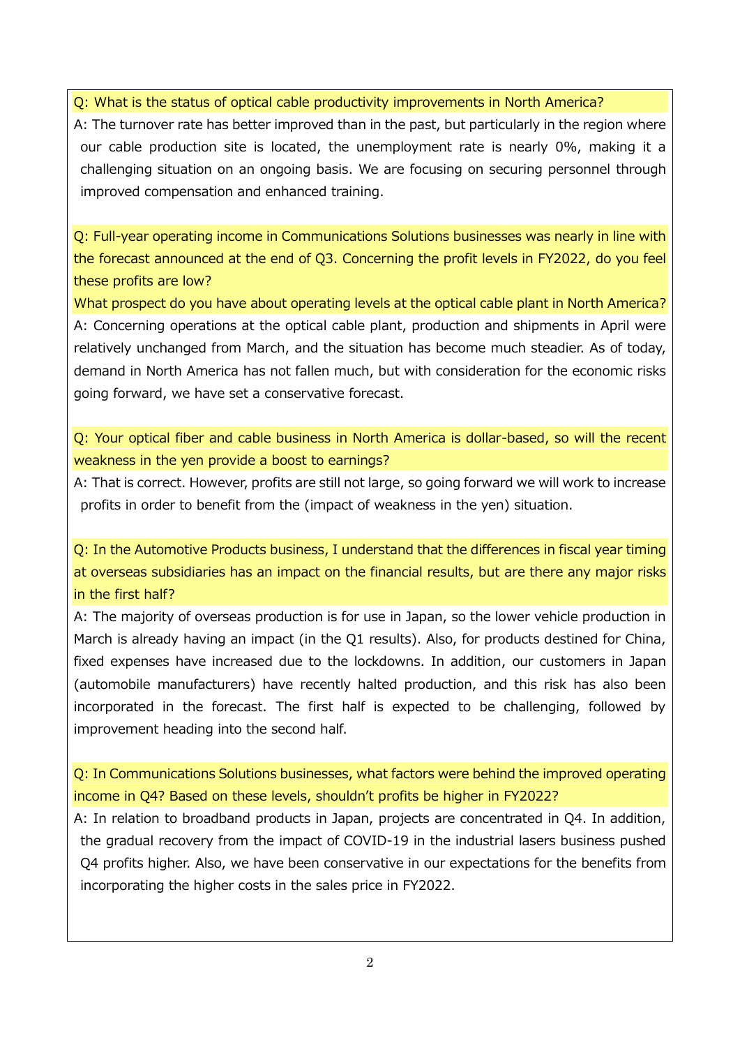Q: What is the status of optical cable productivity improvements in North America?

A: The turnover rate has better improved than in the past, but particularly in the region where our cable production site is located, the unemployment rate is nearly 0%, making it a challenging situation on an ongoing basis. We are focusing on securing personnel through improved compensation and enhanced training.

Q: Full-year operating income in Communications Solutions businesses was nearly in line with the forecast announced at the end of Q3. Concerning the profit levels in FY2022, do you feel these profits are low?

What prospect do you have about operating levels at the optical cable plant in North America?

A: Concerning operations at the optical cable plant, production and shipments in April were relatively unchanged from March, and the situation has become much steadier. As of today, demand in North America has not fallen much, but with consideration for the economic risks going forward, we have set a conservative forecast.

Q: Your optical fiber and cable business in North America is dollar-based, so will the recent weakness in the yen provide a boost to earnings?

A: That is correct. However, profits are still not large, so going forward we will work to increase profits in order to benefit from the (impact of weakness in the yen) situation.

Q: In the Automotive Products business, I understand that the differences in fiscal year timing at overseas subsidiaries has an impact on the financial results, but are there any major risks in the first half?

A: The majority of overseas production is for use in Japan, so the lower vehicle production in March is already having an impact (in the Q1 results). Also, for products destined for China, fixed expenses have increased due to the lockdowns. In addition, our customers in Japan (automobile manufacturers) have recently halted production, and this risk has also been incorporated in the forecast. The first half is expected to be challenging, followed by improvement heading into the second half.

Q: In Communications Solutions businesses, what factors were behind the improved operating income in Q4? Based on these levels, shouldn't profits be higher in FY2022?

A: In relation to broadband products in Japan, projects are concentrated in Q4. In addition, the gradual recovery from the impact of COVID-19 in the industrial lasers business pushed Q4 profits higher. Also, we have been conservative in our expectations for the benefits from incorporating the higher costs in the sales price in FY2022.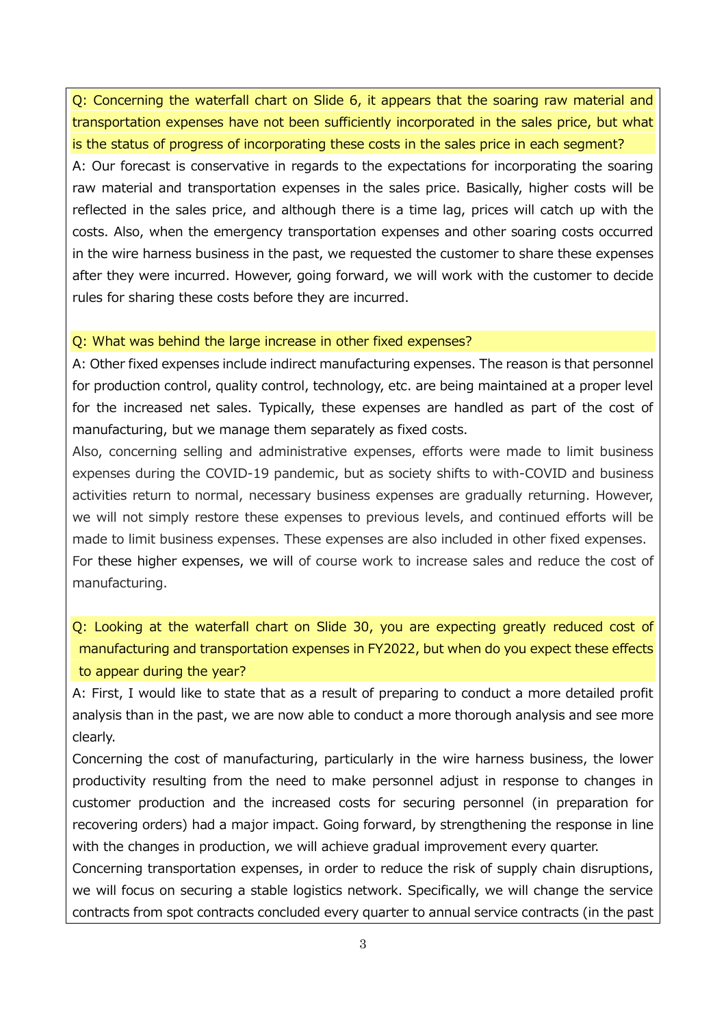Q: Concerning the waterfall chart on Slide 6, it appears that the soaring raw material and transportation expenses have not been sufficiently incorporated in the sales price, but what is the status of progress of incorporating these costs in the sales price in each segment?

A: Our forecast is conservative in regards to the expectations for incorporating the soaring raw material and transportation expenses in the sales price. Basically, higher costs will be reflected in the sales price, and although there is a time lag, prices will catch up with the costs. Also, when the emergency transportation expenses and other soaring costs occurred in the wire harness business in the past, we requested the customer to share these expenses after they were incurred. However, going forward, we will work with the customer to decide rules for sharing these costs before they are incurred.

Q: What was behind the large increase in other fixed expenses?

A: Other fixed expenses include indirect manufacturing expenses. The reason is that personnel for production control, quality control, technology, etc. are being maintained at a proper level for the increased net sales. Typically, these expenses are handled as part of the cost of manufacturing, but we manage them separately as fixed costs.

Also, concerning selling and administrative expenses, efforts were made to limit business expenses during the COVID-19 pandemic, but as society shifts to with-COVID and business activities return to normal, necessary business expenses are gradually returning. However, we will not simply restore these expenses to previous levels, and continued efforts will be made to limit business expenses. These expenses are also included in other fixed expenses.

For these higher expenses, we will of course work to increase sales and reduce the cost of manufacturing.

Q: Looking at the waterfall chart on Slide 30, you are expecting greatly reduced cost of manufacturing and transportation expenses in FY2022, but when do you expect these effects to appear during the year?

A: First, I would like to state that as a result of preparing to conduct a more detailed profit analysis than in the past, we are now able to conduct a more thorough analysis and see more clearly.

Concerning the cost of manufacturing, particularly in the wire harness business, the lower productivity resulting from the need to make personnel adjust in response to changes in customer production and the increased costs for securing personnel (in preparation for recovering orders) had a major impact. Going forward, by strengthening the response in line with the changes in production, we will achieve gradual improvement every quarter.

Concerning transportation expenses, in order to reduce the risk of supply chain disruptions, we will focus on securing a stable logistics network. Specifically, we will change the service contracts from spot contracts concluded every quarter to annual service contracts (in the past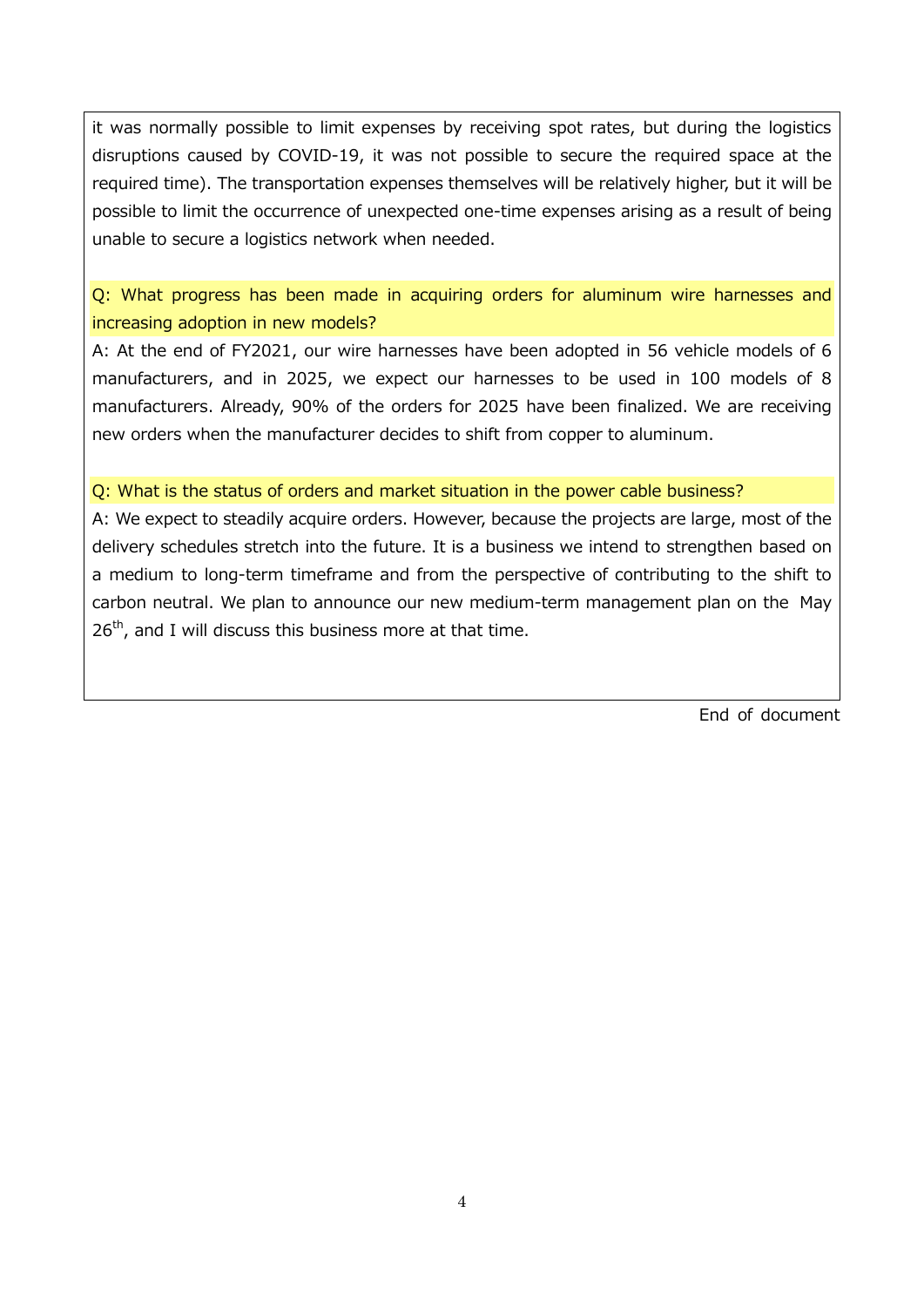it was normally possible to limit expenses by receiving spot rates, but during the logistics disruptions caused by COVID-19, it was not possible to secure the required space at the required time). The transportation expenses themselves will be relatively higher, but it will be possible to limit the occurrence of unexpected one-time expenses arising as a result of being unable to secure a logistics network when needed.

Q: What progress has been made in acquiring orders for aluminum wire harnesses and increasing adoption in new models?

A: At the end of FY2021, our wire harnesses have been adopted in 56 vehicle models of 6 manufacturers, and in 2025, we expect our harnesses to be used in 100 models of 8 manufacturers. Already, 90% of the orders for 2025 have been finalized. We are receiving new orders when the manufacturer decides to shift from copper to aluminum.

Q: What is the status of orders and market situation in the power cable business?

A: We expect to steadily acquire orders. However, because the projects are large, most of the delivery schedules stretch into the future. It is a business we intend to strengthen based on a medium to long-term timeframe and from the perspective of contributing to the shift to carbon neutral. We plan to announce our new medium-term management plan on the May 26th, and I will discuss this business more at that time.

End of document